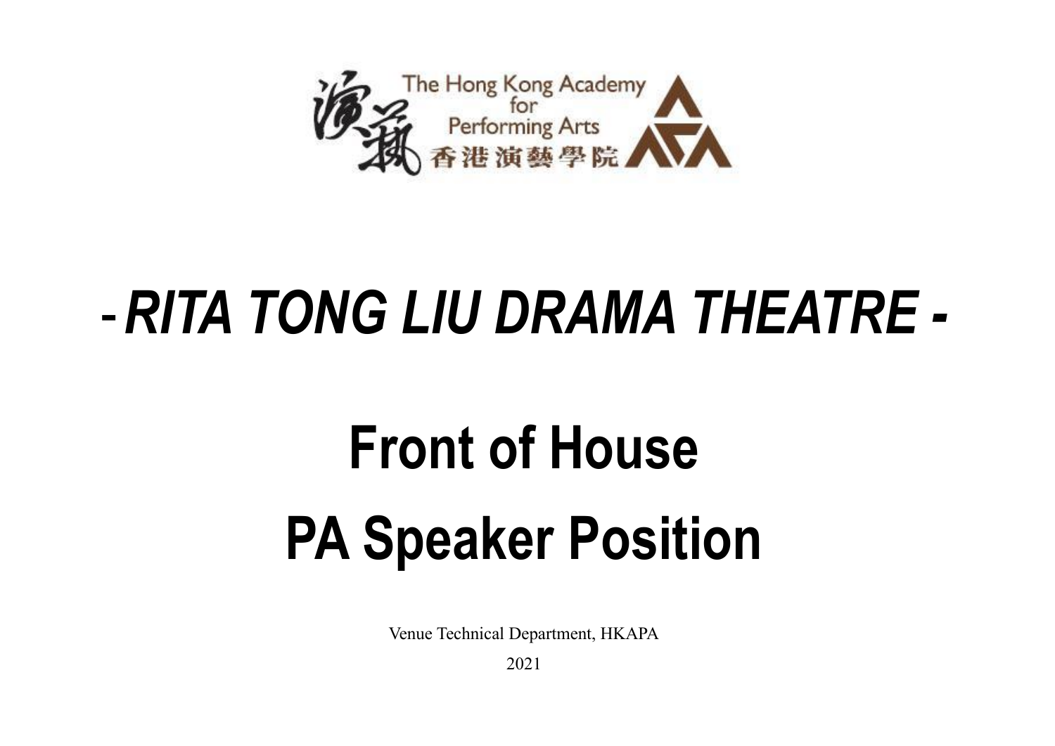The Hong Kong Academy for Performing Arts
香港演藝學院

# *- RITA TONG LIU DRAMA THEATRE -*

# Front of House PA Speaker Position

Venue Technical Department, HKAPA

2021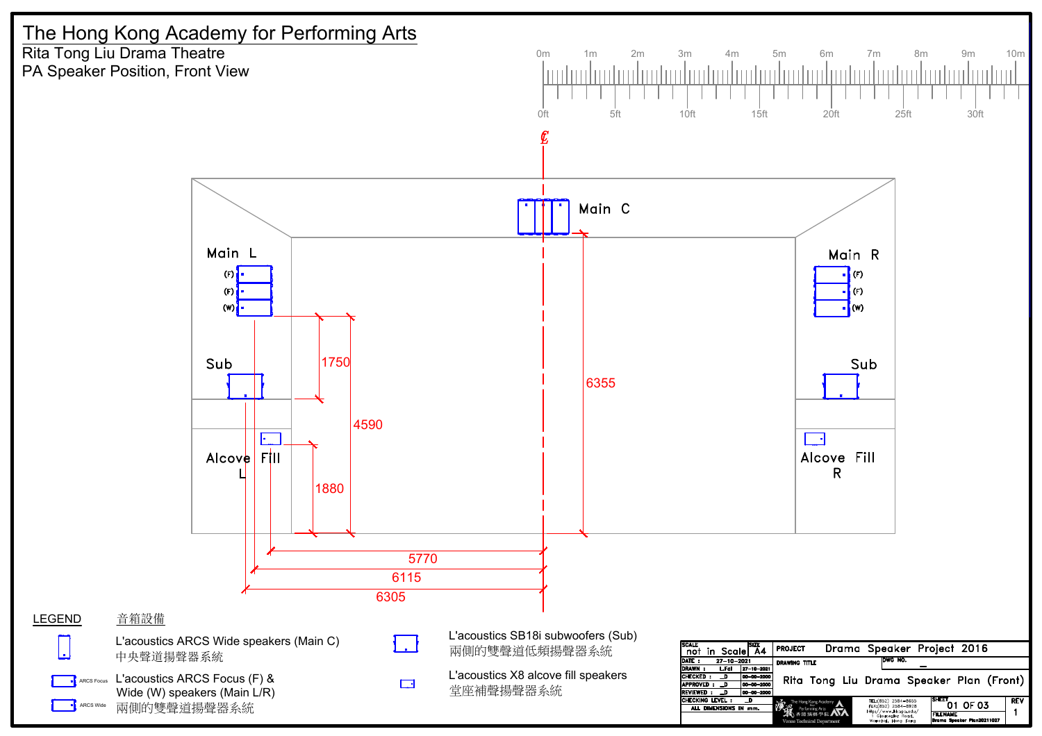# The Hong Kong Academy for Performing Arts

Rita Tong Liu Drama Theatre

PA Speaker Position, Front View

0m 1m 2m 3m 4m 5m 6m 7m 8m 9m 10m

0ft 5ft 10ft 15ft 20ft 25ft 30ft

Main C

Main L

(F)
(F)
(W)

Main R

(F)
(F)
(W)

Sub

Sub

Alcove Fill L

Alcove Fill R

1750

4590

1880

6355

5770

6115

6305

## LEGEND 音箱設備

L'acoustics ARCS Wide speakers (Main C)
中央聲道揚聲器系統

ARCS Focus
ARCS Wide

L'acoustics ARCS Focus (F) & Wide (W) speakers (Main L/R)
兩側的雙聲道揚聲器系統

L'acoustics SB18i subwoofers (Sub)
兩側的雙聲道低頻揚聲器系統

L'acoustics X8 alcove fill speakers
堂座補聲揚聲器系統

| SCALE | not in Scale | SIZE | A4 | PROJECT | Drama Speaker Project 2016 |
|---|---|---|---|---|---|
| DATE : | 27-10-2021 | | | DRAWING TITLE | DWG NO. |
| DRAWN : | L.Fai | 27-10-2021 | | Rita Tong Liu Drama Speaker Plan (Front) | |
| CHECKED : | _D | 00-00-2000 | | | |
| APPROVED : | _D | 00-00-2000 | | | |
| REVIEWED : | _D | 00-00-2000 | | | |
| CHECKING LEVEL : | _D | | | SHEET 01 OF 03 | REV 1 |
| ALL DIMENSIONS IN mm. | | | | FILENAME Drama Speaker Plan20211027 | |

The Hong Kong Academy for Performing Arts
香港演藝學院
Venue Technical Department

TEL:(852) 2584-8655
FAX:(852) 2584-8928
http://www.hkapa.edu/
1 Gloucester Road, Wanchai, Hong Kong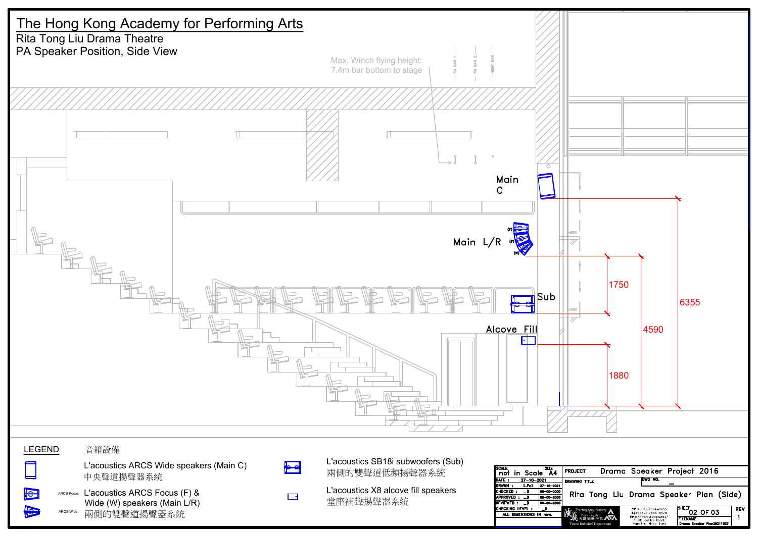# The Hong Kong Academy for Performing Arts

Rita Tong Liu Drama Theatre

PA Speaker Position, Side View

Max. Winch flying height: 7.4m bar bottom to stage

FM BAR 1 FM BAR 2 HEMP BAR

Main C

Main L/R

Sub

Alcove Fill

1750

6355

4590

1880

LEGEND 音箱設備

- L'acoustics ARCS Wide speakers (Main C) 中央聲道揚聲器系統
- ARCS Focus: L'acoustics ARCS Focus (F) & Wide (W) speakers (Main L/R) 兩側的雙聲道揚聲器系統
- ARCS Wide
- L'acoustics SB18i subwoofers (Sub) 兩側的雙聲道低頻揚聲器系統
- L'acoustics X8 alcove fill speakers 堂座補聲揚聲器系統

| SCALE | not in Scale | SIZE | A4 |
|---|---|---|---|
| DATE : | 27-10-2021 | | |
| DRAWN : | L.Fai | 27-10-2021 | |
| CHECKED : | _D | 00-00-2000 | |
| APPROVED : | _D | 00-00-2000 | |
| REVIEWED : | _D | 00-00-2000 | |
| CHECKING LEVEL : | _D | | |
| ALL DIMENSIONS IN mm. | | | |

PROJECT: Drama Speaker Project 2016

DRAWING TITLE: Rita Tong Liu Drama Speaker Plan (Side)

DWG NO.: _

SHEET: 02 OF 03

REV: 1

FILENAME: Drama Speaker Plan20211027

The Hong Kong Academy for Performing Arts 香港演藝學院 Venue Technical Department

TEL:(852) 2584-8655 FAX:(852) 2584-8928 http://www.hkapa.edu/ 1 Gloucester Road, Wanchai, Hong Kong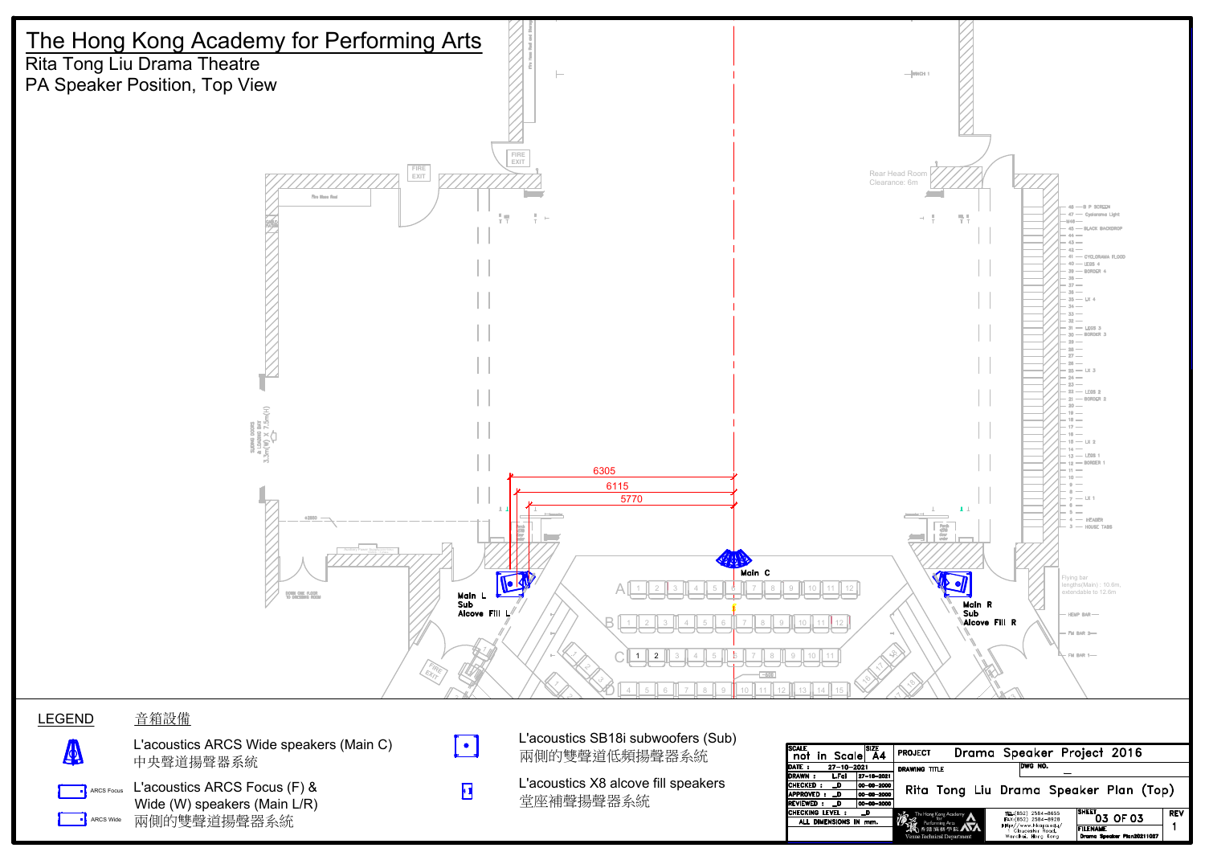# The Hong Kong Academy for Performing Arts

Rita Tong Liu Drama Theatre

PA Speaker Position, Top View

6305

6115

5770

Main C

Main L
Sub
Alcove Fill L

Main R
Sub
Alcove Fill R

Rear Head Room Clearance: 6m

Flying bar lengths(Main) : 10.8m, extendable to 12.6m

## LEGEND 音箱設備

L'acoustics ARCS Wide speakers (Main C)
中央聲道揚聲器系統

ARCS Focus / ARCS Wide
L'acoustics ARCS Focus (F) & Wide (W) speakers (Main L/R)
兩側的雙聲道揚聲器系統

L'acoustics SB18i subwoofers (Sub)
兩側的雙聲道低頻揚聲器系統

L'acoustics X8 alcove fill speakers
堂座補聲揚聲器系統

| | | | |
|---|---|---|---|
| SCALE: not in Scale | SIZE: A4 | PROJECT | Drama Speaker Project 2016 |
| DATE: 27-10-2021 | | DRAWING TITLE | Rita Tong Liu Drama Speaker Plan (Top) |
| DRAWN: L.Fai | 27-10-2021 | DWG NO. | _ |
| CHECKED: _D | 00-00-2000 | SHEET | 03 OF 03 |
| APPROVED: _D | 00-00-2000 | FILENAME | Drama Speaker Plan20211027 |
| REVIEWED: _D | 00-00-2000 | REV | 1 |
| CHECKING LEVEL: _D | | | |
| ALL DIMENSIONS IN mm. | | | |

The Hong Kong Academy for Performing Arts 香港演藝學院
Venue Technical Department

TEL:(852) 2584-8655
FAX:(852) 2584-8928
http://www.hkapa.edu/
1 Gloucester Road, Wanchai, Hong Kong